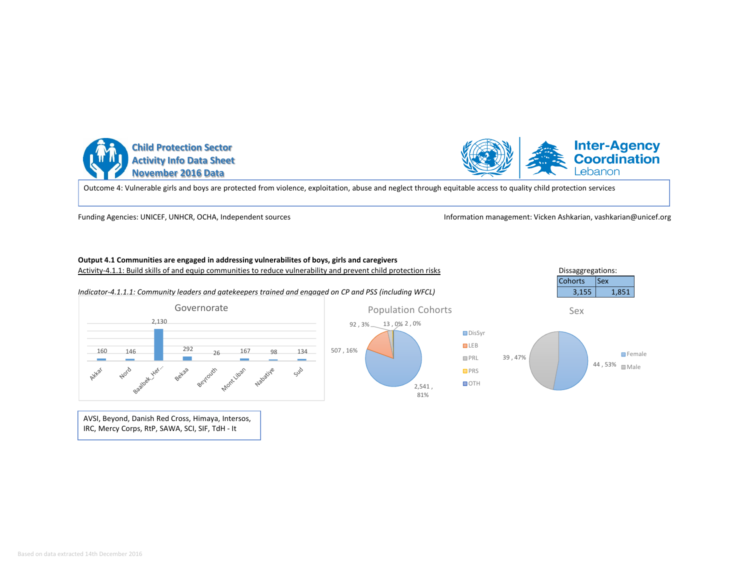# Child Protection Sector
## Activity Info Data Sheet
## November 2016 Data

Inter-Agency Coordination Lebanon

Outcome 4: Vulnerable girls and boys are protected from violence, exploitation, abuse and neglect through equitable access to quality child protection services

Funding Agencies: UNICEF, UNHCR, OCHA, Independent sources

Information management: Vicken Ashkarian, vashkarian@unicef.org

**Output 4.1 Communities are engaged in addressing vulnerabilites of boys, girls and caregivers**

Activity-4.1.1: Build skills of and equip communities to reduce vulnerability and prevent child protection risks

*Indicator-4.1.1.1: Community leaders and gatekeepers trained and engaged on CP and PSS (including WFCL)*

Dissaggregations:

| Cohorts | Sex |
|---|---|
| 3,155 | 1,851 |

**Governorate**

| Governorate | Value |
|---|---|
| Akkar | 160 |
| Nord | 146 |
| Baalbek_Her... | 2,130 |
| Bekaa | 292 |
| Beyrouth | 26 |
| Mont Liban | 167 |
| Nabatiye | 98 |
| Sud | 134 |

**Population Cohorts**

| Cohort | Value |
|---|---|
| DisSyr | 2,541, 81% |
| LEB | 507, 16% |
| PRL | 92, 3% |
| PRS | 13, 0% |
| OTH | 2, 0% |

**Sex**

| Sex | Value |
|---|---|
| Female | 44, 53% |
| Male | 39, 47% |

AVSI, Beyond, Danish Red Cross, Himaya, Intersos, IRC, Mercy Corps, RtP, SAWA, SCI, SIF, TdH - It

Based on data extracted 14th December 2016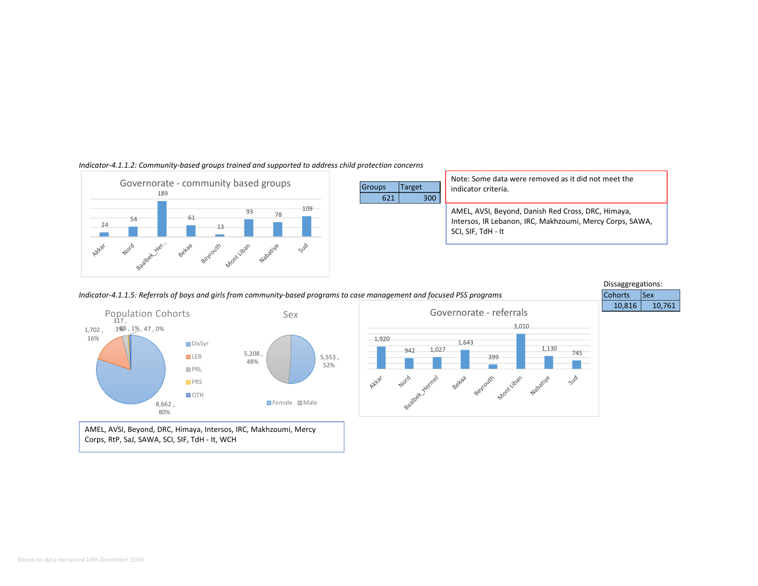*Indicator-4.1.1.2: Community-based groups trained and supported to address child protection concerns*

**Governorate - community based groups**

| Akkar | Nord | Baalbek_Her... | Bekaa | Beyrouth | Mont Liban | Nabatiye | Sud |
|---|---|---|---|---|---|---|---|
| 24 | 54 | 189 | 61 | 13 | 93 | 78 | 109 |

| Groups | Target |
|---|---|
| 621 | 300 |

Note: Some data were removed as it did not meet the indicator criteria.

AMEL, AVSI, Beyond, Danish Red Cross, DRC, Himaya, Intersos, IR Lebanon, IRC, Makhzoumi, Mercy Corps, SAWA, SCI, SIF, TdH - It

*Indicator-4.1.1.5: Referrals of boys and girls from community-based programs to case management and focused PSS programs*

Dissaggregations:

| Cohorts | Sex |
|---|---|
| 10,816 | 10,761 |

**Population Cohorts**

| Cohort | Value | % |
|---|---|---|
| DisSyr | 8,662 | 80% |
| LEB | 1,702 | 16% |
| PRL | 317 | 3% |
| PRS | 88 | 1% |
| OTH | 47 | 0% |

**Sex**

| Sex | Value | % |
|---|---|---|
| Female | 5,553 | 52% |
| Male | 5,208 | 48% |

**Governorate - referrals**

| Akkar | Nord | Baalbek_Hermel | Bekaa | Beyrouth | Mont Liban | Nabatiye | Sud |
|---|---|---|---|---|---|---|---|
| 1,920 | 942 | 1,027 | 1,643 | 399 | 3,010 | 1,130 | 745 |

AMEL, AVSI, Beyond, DRC, Himaya, Intersos, IRC, Makhzoumi, Mercy Corps, RtP, SaJ, SAWA, SCI, SIF, TdH - It, WCH

Based on data extracted 14th December 2016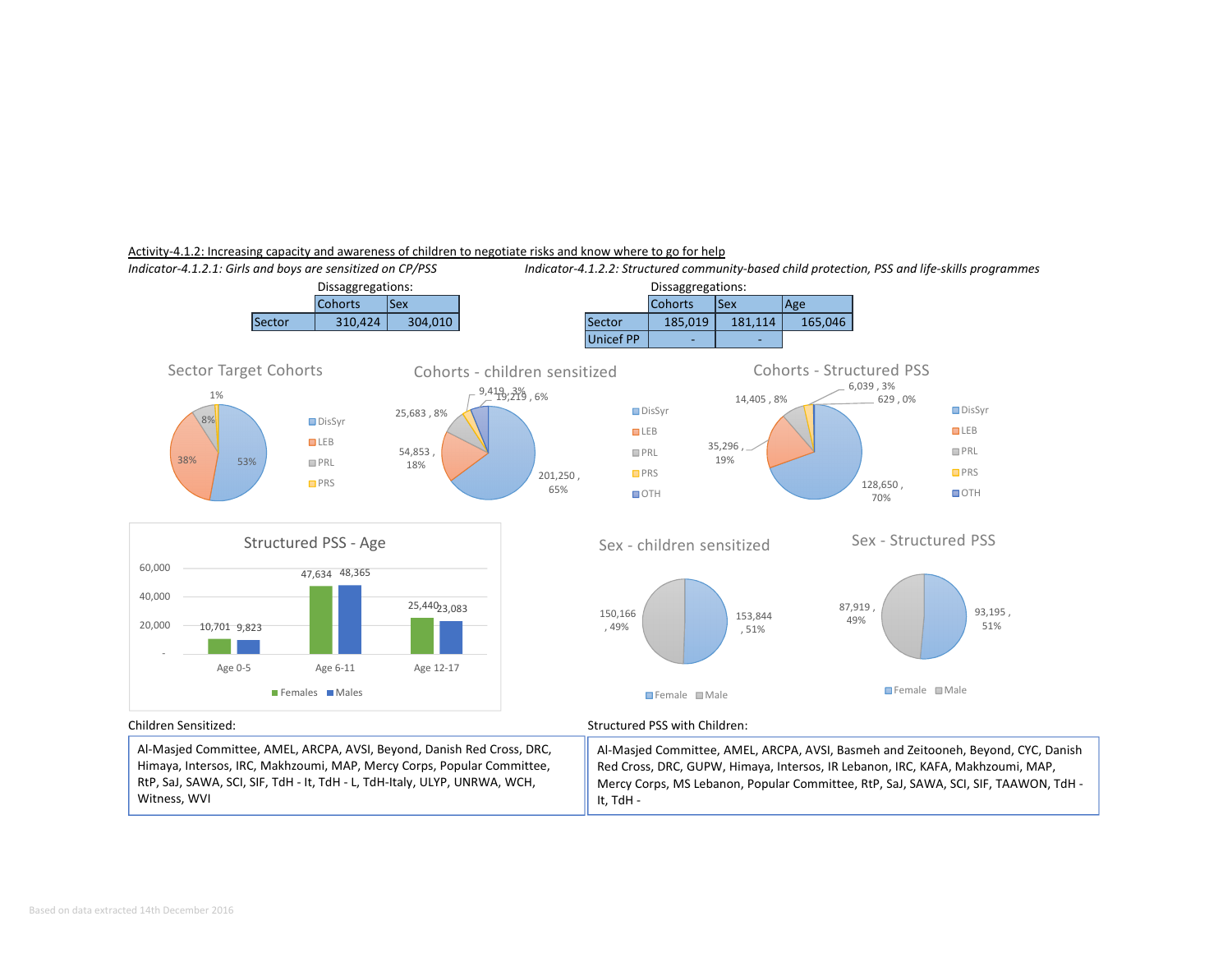Activity-4.1.2: Increasing capacity and awareness of children to negotiate risks and know where to go for help

*Indicator-4.1.2.1: Girls and boys are sensitized on CP/PSS*

Dissaggregations:

| | Cohorts | Sex |
|---|---|---|
| Sector | 310,424 | 304,010 |

*Indicator-4.1.2.2: Structured community-based child protection, PSS and life-skills programmes*

Dissaggregations:

| | Cohorts | Sex | Age |
|---|---|---|---|
| Sector | 185,019 | 181,114 | 165,046 |
| Unicef PP | - | - | |

Sector Target Cohorts

| Cohort | % |
|---|---|
| DisSyr | 53% |
| LEB | 38% |
| PRL | 8% |
| PRS | 1% |

Cohorts - children sensitized

| Cohort | Value | % |
|---|---|---|
| DisSyr | 201,250 | 65% |
| LEB | 54,853 | 18% |
| PRL | 25,683 | 8% |
| PRS | 9,419 | 3% |
| OTH | 19,219 | 6% |

Cohorts - Structured PSS

| Cohort | Value | % |
|---|---|---|
| DisSyr | 128,650 | 70% |
| LEB | 35,296 | 19% |
| PRL | 14,405 | 8% |
| PRS | 6,039 | 3% |
| OTH | 629 | 0% |

Structured PSS - Age

| | Females | Males |
|---|---|---|
| Age 0-5 | 10,701 | 9,823 |
| Age 6-11 | 47,634 | 48,365 |
| Age 12-17 | 25,440 | 23,083 |

Sex - children sensitized

| Sex | Value | % |
|---|---|---|
| Female | 153,844 | 51% |
| Male | 150,166 | 49% |

Sex - Structured PSS

| Sex | Value | % |
|---|---|---|
| Female | 93,195 | 51% |
| Male | 87,919 | 49% |

Children Sensitized:

Al-Masjed Committee, AMEL, ARCPA, AVSI, Beyond, Danish Red Cross, DRC, Himaya, Intersos, IRC, Makhzoumi, MAP, Mercy Corps, Popular Committee, RtP, SaJ, SAWA, SCI, SIF, TdH - It, TdH - L, TdH-Italy, ULYP, UNRWA, WCH, Witness, WVI

Structured PSS with Children:

Al-Masjed Committee, AMEL, ARCPA, AVSI, Basmeh and Zeitooneh, Beyond, CYC, Danish Red Cross, DRC, GUPW, Himaya, Intersos, IR Lebanon, IRC, KAFA, Makhzoumi, MAP, Mercy Corps, MS Lebanon, Popular Committee, RtP, SaJ, SAWA, SCI, SIF, TAAWON, TdH - It, TdH -

Based on data extracted 14th December 2016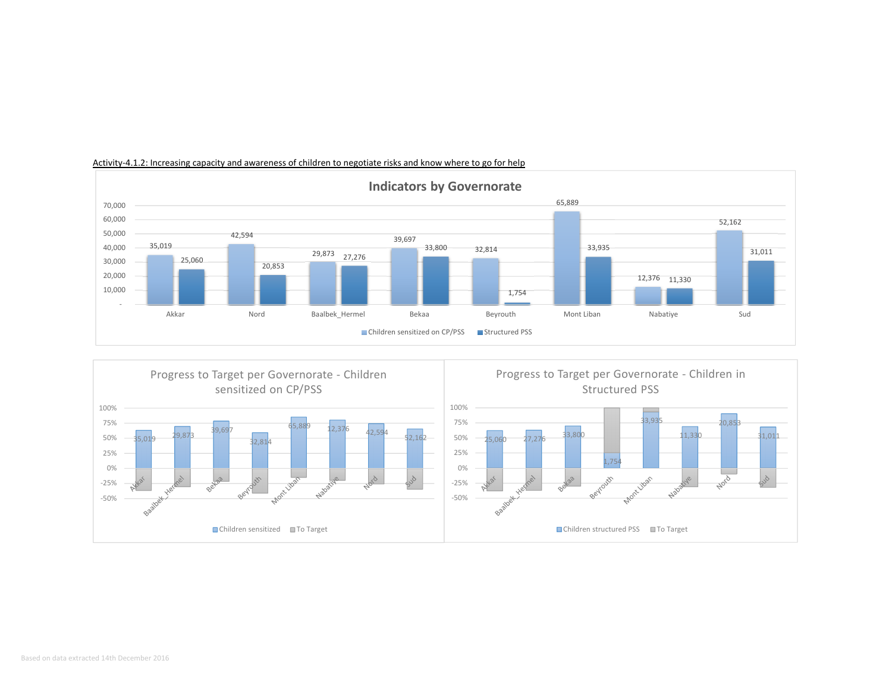Activity-4.1.2: Increasing capacity and awareness of children to negotiate risks and know where to go for help

**Indicators by Governorate**

| Governorate | Children sensitized on CP/PSS | Structured PSS |
|---|---|---|
| Akkar | 35,019 | 25,060 |
| Nord | 42,594 | 20,853 |
| Baalbek_Hermel | 29,873 | 27,276 |
| Bekaa | 39,697 | 33,800 |
| Beyrouth | 32,814 | 1,754 |
| Mont Liban | 65,889 | 33,935 |
| Nabatiye | 12,376 | 11,330 |
| Sud | 52,162 | 31,011 |

**Progress to Target per Governorate - Children sensitized on CP/PSS**

| Governorate | Children sensitized |
|---|---|
| Akkar | 35,019 |
| Baalbek_Hermel | 29,873 |
| Bekaa | 39,697 |
| Beyrouth | 32,814 |
| Mont Liban | 65,889 |
| Nabatiye | 12,376 |
| Nord | 42,594 |
| Sud | 52,162 |

**Progress to Target per Governorate - Children in Structured PSS**

| Governorate | Children structured PSS |
|---|---|
| Akkar | 25,060 |
| Baalbek_Hermel | 27,276 |
| Bekaa | 33,800 |
| Beyrouth | 1,754 |
| Mont Liban | 33,935 |
| Nabatiye | 11,330 |
| Nord | 20,853 |
| Sud | 31,011 |

Based on data extracted 14th December 2016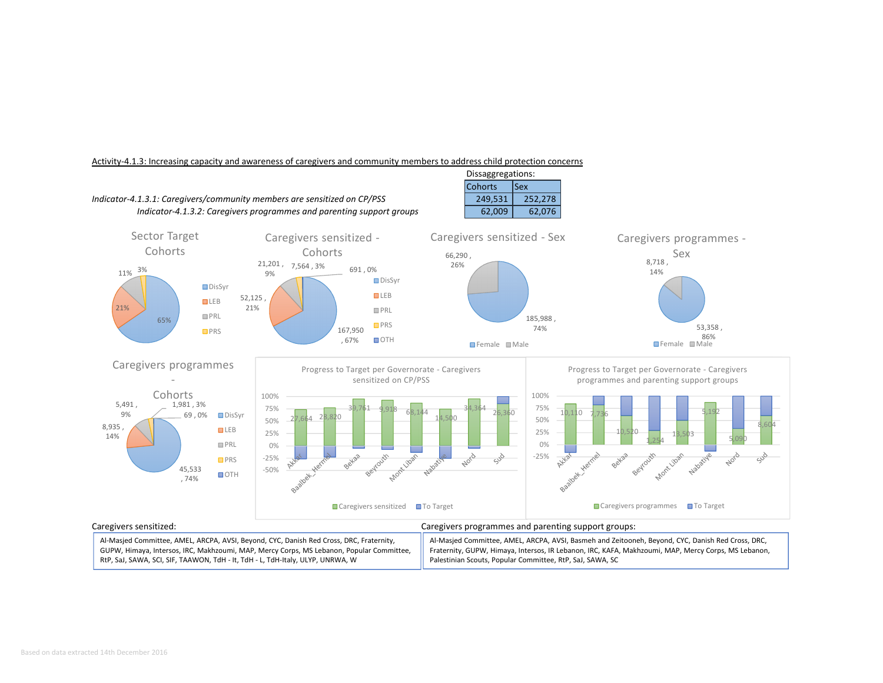Activity-4.1.3: Increasing capacity and awareness of caregivers and community members to address child protection concerns

Dissaggregations:

| | Cohorts | Sex |
|---|---|---|
| *Indicator-4.1.3.1: Caregivers/community members are sensitized on CP/PSS* | 249,531 | 252,278 |
| *Indicator-4.1.3.2: Caregivers programmes and parenting support groups* | 62,009 | 62,076 |

Sector Target Cohorts

- DisSyr: 65%
- LEB: 21%
- PRL: 11%
- PRS: 3%

Caregivers sensitized - Cohorts

- DisSyr: 167,950, 67%
- LEB: 52,125, 21%
- PRL: 21,201, 9%
- PRS: 7,564, 3%
- OTH: 691, 0%

Caregivers sensitized - Sex

- Female: 185,988, 74%
- Male: 66,290, 26%

Caregivers programmes - Sex

- Female: 53,358, 86%
- Male: 8,718, 14%

Caregivers programmes - Cohorts

- DisSyr: 45,533, 74%
- LEB: 8,935, 14%
- PRL: 5,491, 9%
- PRS: 1,981, 3%
- OTH: 69, 0%

Progress to Target per Governorate - Caregivers sensitized on CP/PSS

| Governorate | Caregivers sensitized |
|---|---|
| Akkar | 27,664 |
| Baalbek_Hermel | 28,820 |
| Bekaa | 39,761 |
| Beyrouth | 9,918 |
| Mont Liban | 68,144 |
| Nabatiye | 14,500 |
| Nord | 34,364 |
| Sud | 26,360 |

Progress to Target per Governorate - Caregivers programmes and parenting support groups

| Governorate | Caregivers programmes |
|---|---|
| Akkar | 10,110 |
| Baalbek_Hermel | 7,736 |
| Bekaa | 10,520 |
| Beyrouth | 1,254 |
| Mont Liban | 13,503 |
| Nabatiye | 5,192 |
| Nord | 5,090 |
| Sud | 8,604 |

Caregivers sensitized:

Al-Masjed Committee, AMEL, ARCPA, AVSI, Beyond, CYC, Danish Red Cross, DRC, Fraternity, GUPW, Himaya, Intersos, IRC, Makhzoumi, MAP, Mercy Corps, MS Lebanon, Popular Committee, RtP, SaJ, SAWA, SCI, SIF, TAAWON, TdH - It, TdH - L, TdH-Italy, ULYP, UNRWA, W

Caregivers programmes and parenting support groups:

Al-Masjed Committee, AMEL, ARCPA, AVSI, Basmeh and Zeitooneh, Beyond, CYC, Danish Red Cross, DRC, Fraternity, GUPW, Himaya, Intersos, IR Lebanon, IRC, KAFA, Makhzoumi, MAP, Mercy Corps, MS Lebanon, Palestinian Scouts, Popular Committee, RtP, SaJ, SAWA, SC

Based on data extracted 14th December 2016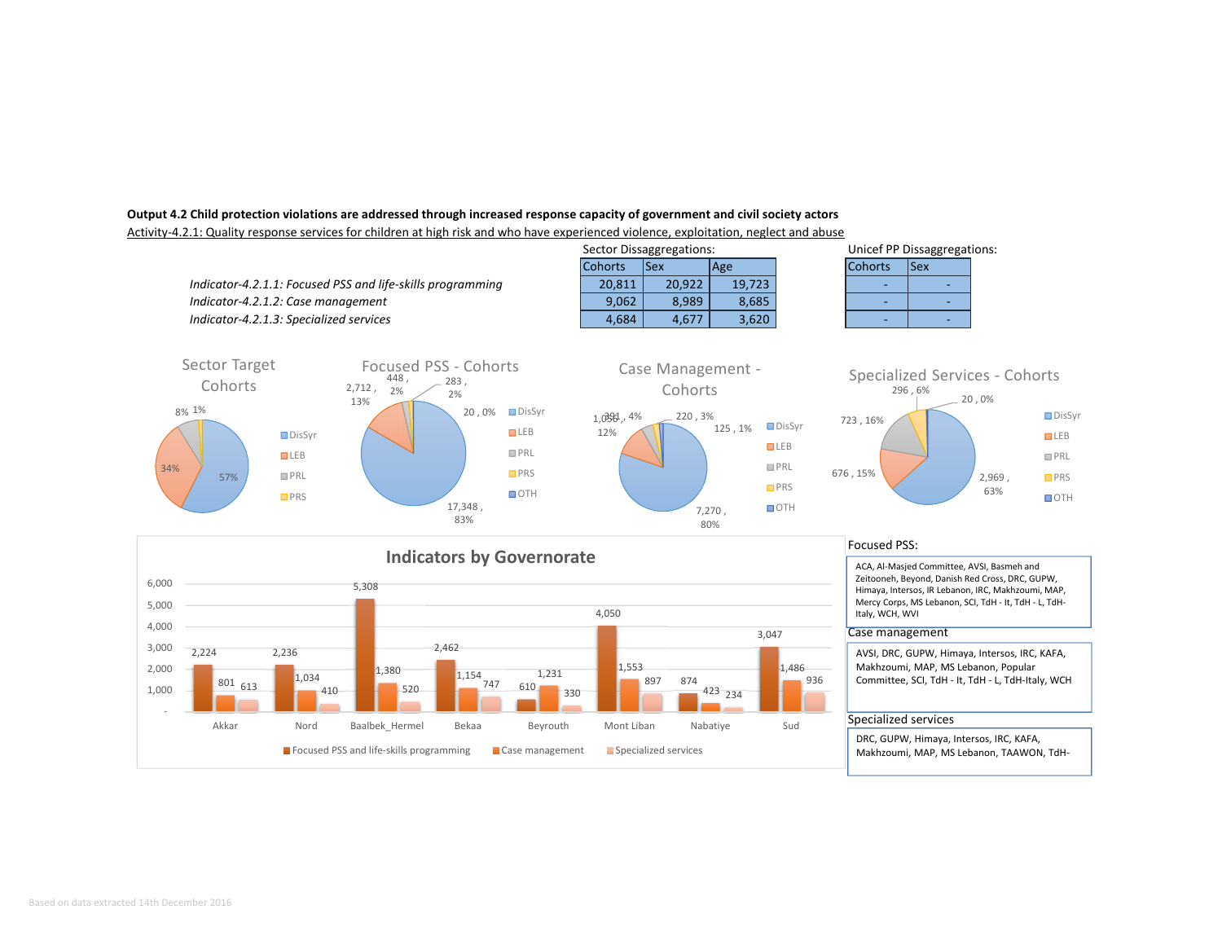**Output 4.2 Child protection violations are addressed through increased response capacity of government and civil society actors**

Activity-4.2.1: Quality response services for children at high risk and who have experienced violence, exploitation, neglect and abuse

| | Sector Dissaggregations: | | | Unicef PP Dissaggregations: | |
|---|---|---|---|---|---|
| | Cohorts | Sex | Age | Cohorts | Sex |
| *Indicator-4.2.1.1: Focused PSS and life-skills programming* | 20,811 | 20,922 | 19,723 | - | - |
| *Indicator-4.2.1.2: Case management* | 9,062 | 8,989 | 8,685 | - | - |
| *Indicator-4.2.1.3: Specialized services* | 4,684 | 4,677 | 3,620 | - | - |

**Sector Target Cohorts**

| | % |
|---|---|
| DisSyr | 57% |
| LEB | 34% |
| PRL | 8% |
| PRS | 1% |

**Focused PSS - Cohorts**

| | Count | % |
|---|---|---|
| DisSyr | 17,348 | 83% |
| LEB | 2,712 | 13% |
| PRL | 448 | 2% |
| PRS | 283 | 2% |
| OTH | 20 | 0% |

**Case Management - Cohorts**

| | Count | % |
|---|---|---|
| DisSyr | 7,270 | 80% |
| LEB | 1,056 | 12% |
| PRL | 391 | 4% |
| PRS | 220 | 3% |
| OTH | 125 | 1% |

**Specialized Services - Cohorts**

| | Count | % |
|---|---|---|
| DisSyr | 2,969 | 63% |
| LEB | 676 | 15% |
| PRL | 723 | 16% |
| PRS | 296 | 6% |
| OTH | 20 | 0% |

**Indicators by Governorate**

| Governorate | Focused PSS and life-skills programming | Case management | Specialized services |
|---|---|---|---|
| Akkar | 2,224 | 801 | 613 |
| Nord | 2,236 | 1,034 | 410 |
| Baalbek_Hermel | 5,308 | 1,380 | 520 |
| Bekaa | 2,462 | 1,154 | 747 |
| Beyrouth | 610 | 1,231 | 330 |
| Mont Liban | 4,050 | 1,553 | 897 |
| Nabatiye | 874 | 423 | 234 |
| Sud | 3,047 | 1,486 | 936 |

Focused PSS:

ACA, Al-Masjed Committee, AVSI, Basmeh and Zeitooneh, Beyond, Danish Red Cross, DRC, GUPW, Himaya, Intersos, IR Lebanon, IRC, Makhzoumi, MAP, Mercy Corps, MS Lebanon, SCI, TdH - It, TdH - L, TdH-Italy, WCH, WVI

Case management

AVSI, DRC, GUPW, Himaya, Intersos, IRC, KAFA, Makhzoumi, MAP, MS Lebanon, Popular Committee, SCI, TdH - It, TdH - L, TdH-Italy, WCH

Specialized services

DRC, GUPW, Himaya, Intersos, IRC, KAFA, Makhzoumi, MAP, MS Lebanon, TAAWON, TdH-

Based on data extracted 14th December 2016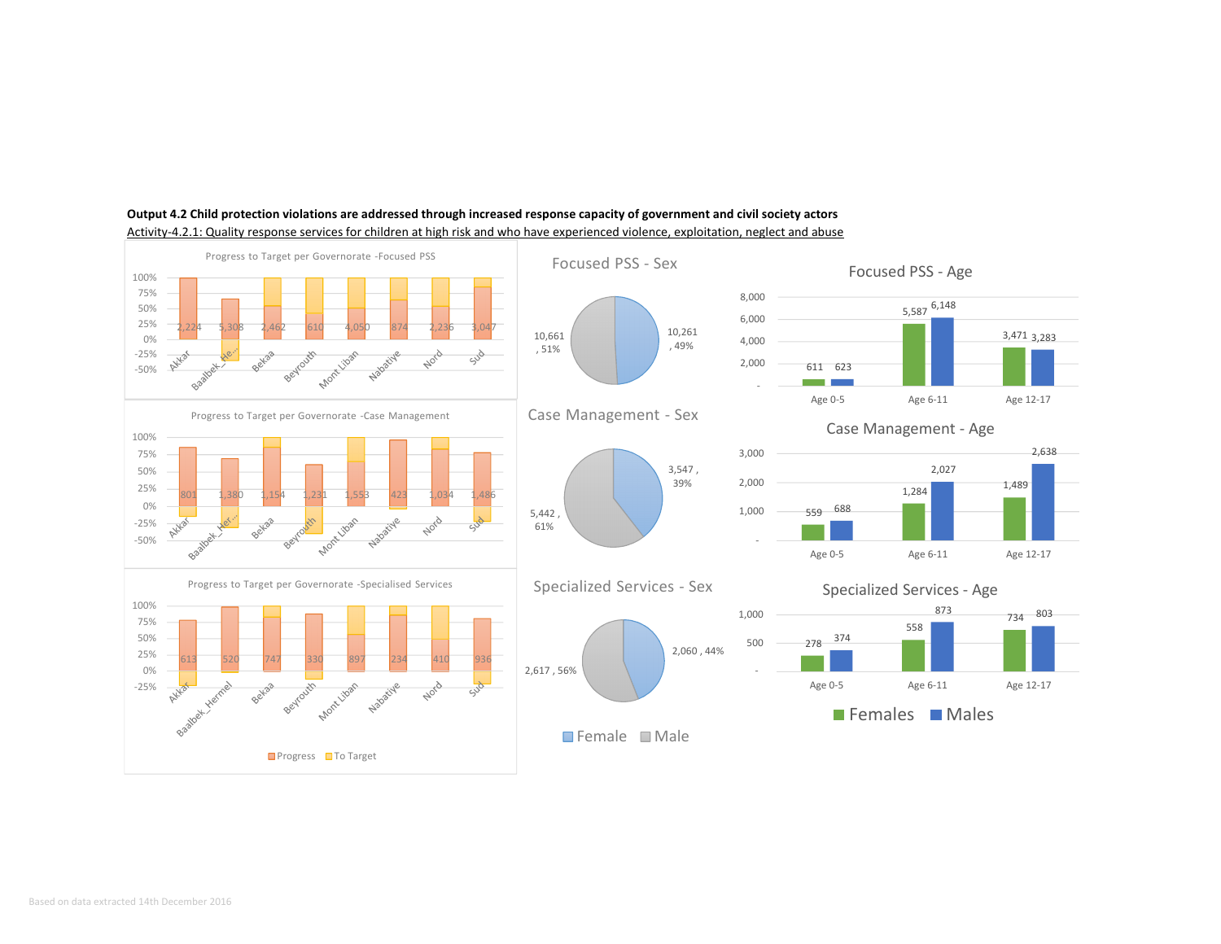**Output 4.2 Child protection violations are addressed through increased response capacity of government and civil society actors**

Activity-4.2.1: Quality response services for children at high risk and who have experienced violence, exploitation, neglect and abuse

**Progress to Target per Governorate - Focused PSS**

| Governorate | Akkar | Baalbek_He... | Bekaa | Beyrouth | Mont Liban | Nabatiye | Nord | Sud |
|---|---|---|---|---|---|---|---|---|
| Progress | 2,224 | 5,308 | 2,462 | 610 | 4,050 | 874 | 2,236 | 3,047 |

**Progress to Target per Governorate - Case Management**

| Governorate | Akkar | Baalbek_Her... | Bekaa | Beyrouth | Mont Liban | Nabatiye | Nord | Sud |
|---|---|---|---|---|---|---|---|---|
| Progress | 801 | 1,380 | 1,154 | 1,231 | 1,553 | 423 | 1,034 | 1,486 |

**Progress to Target per Governorate - Specialised Services**

| Governorate | Akkar | Baalbek_Hermel | Bekaa | Beyrouth | Mont Liban | Nabatiye | Nord | Sud |
|---|---|---|---|---|---|---|---|---|
| Progress | 613 | 520 | 747 | 330 | 897 | 234 | 410 | 936 |

Progress / To Target

**Focused PSS - Sex**

| | Number | % |
|---|---|---|
| Female | 10,261 | 49% |
| Male | 10,661 | 51% |

**Case Management - Sex**

| | Number | % |
|---|---|---|
| Female | 3,547 | 39% |
| Male | 5,442 | 61% |

**Specialized Services - Sex**

| | Number | % |
|---|---|---|
| Female | 2,060 | 44% |
| Male | 2,617 | 56% |

**Focused PSS - Age**

| | Females | Males |
|---|---|---|
| Age 0-5 | 611 | 623 |
| Age 6-11 | 5,587 | 6,148 |
| Age 12-17 | 3,471 | 3,283 |

**Case Management - Age**

| | Females | Males |
|---|---|---|
| Age 0-5 | 559 | 688 |
| Age 6-11 | 1,284 | 2,027 |
| Age 12-17 | 1,489 | 2,638 |

**Specialized Services - Age**

| | Females | Males |
|---|---|---|
| Age 0-5 | 278 | 374 |
| Age 6-11 | 558 | 873 |
| Age 12-17 | 734 | 803 |

Based on data extracted 14th December 2016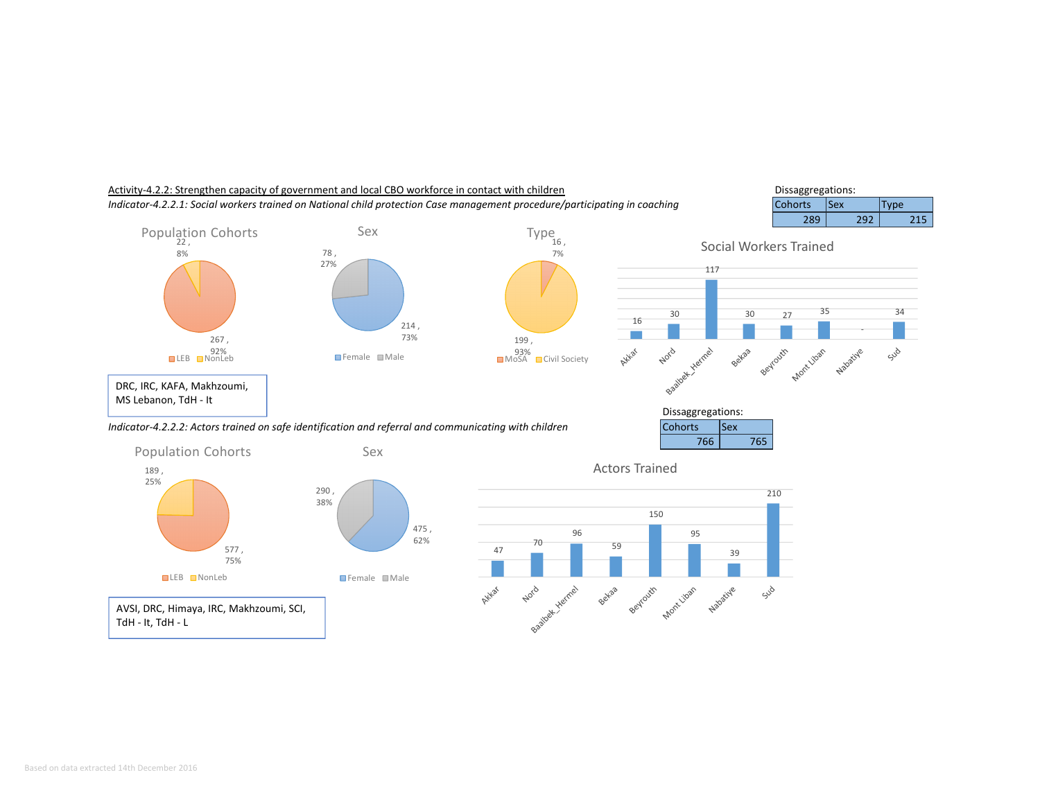Activity-4.2.2: Strengthen capacity of government and local CBO workforce in contact with children

*Indicator-4.2.2.1: Social workers trained on National child protection Case management procedure/participating in coaching*

Dissaggregations:

| Cohorts | Sex | Type |
|---|---|---|
| 289 | 292 | 215 |

**Population Cohorts**

- LEB: 267, 92%
- NonLeb: 22, 8%

**Sex**

- Female: 214, 73%
- Male: 78, 27%

**Type**

- MoSA: 16, 7%
- Civil Society: 199, 93%

**Social Workers Trained**

| Akkar | Nord | Baalbek_Hermel | Bekaa | Beyrouth | Mont Liban | Nabatiye | Sud |
|---|---|---|---|---|---|---|---|
| 16 | 30 | 117 | 30 | 27 | 35 | - | 34 |

DRC, IRC, KAFA, Makhzoumi, MS Lebanon, TdH - It

*Indicator-4.2.2.2: Actors trained on safe identification and referral and communicating with children*

Dissaggregations:

| Cohorts | Sex |
|---|---|
| 766 | 765 |

**Population Cohorts**

- LEB: 577, 75%
- NonLeb: 189, 25%

**Sex**

- Female: 475, 62%
- Male: 290, 38%

**Actors Trained**

| Akkar | Nord | Baalbek_Hermel | Bekaa | Beyrouth | Mont Liban | Nabatiye | Sud |
|---|---|---|---|---|---|---|---|
| 47 | 70 | 96 | 59 | 150 | 95 | 39 | 210 |

AVSI, DRC, Himaya, IRC, Makhzoumi, SCI, TdH - It, TdH - L

Based on data extracted 14th December 2016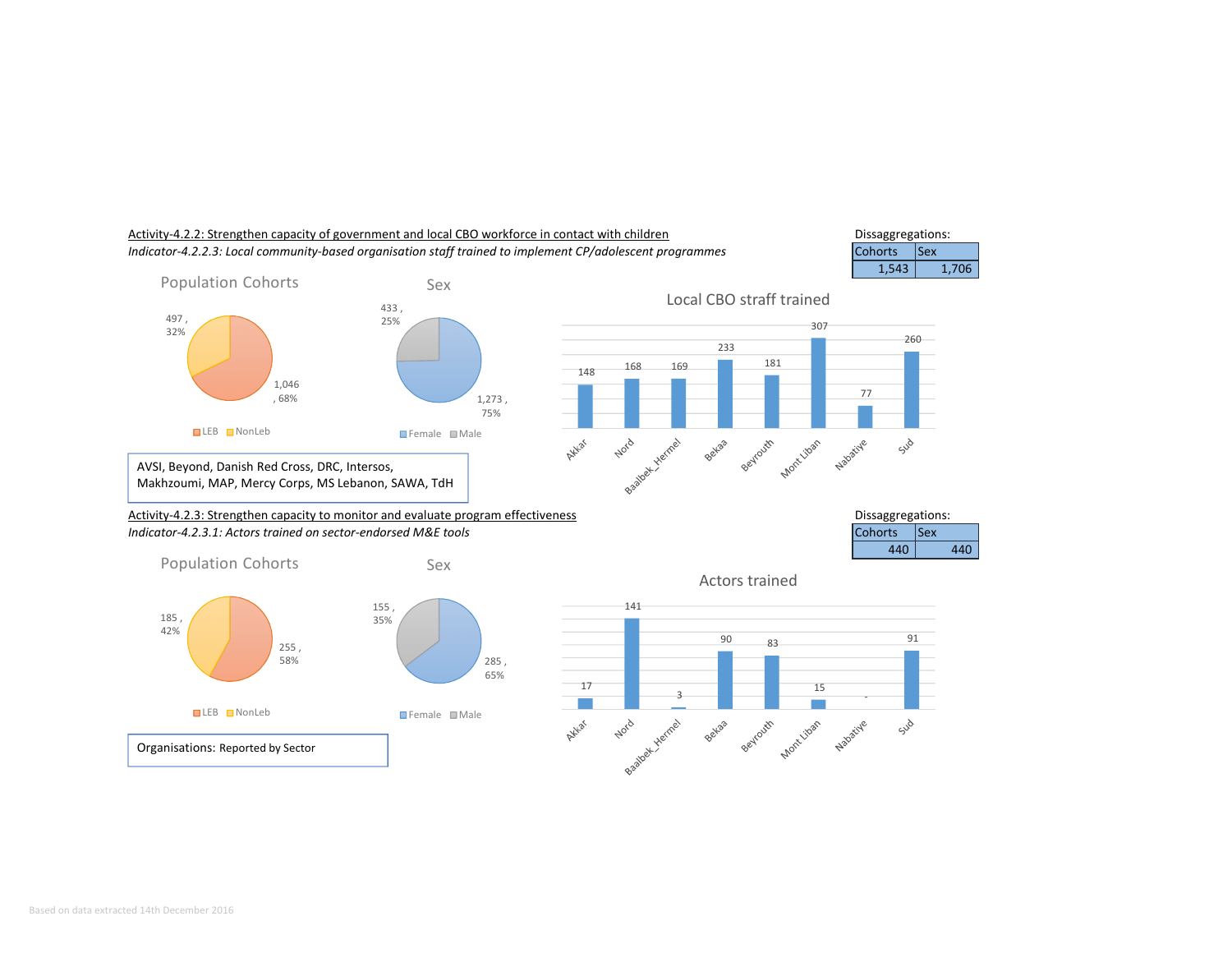Activity-4.2.2: Strengthen capacity of government and local CBO workforce in contact with children

*Indicator-4.2.2.3: Local community-based organisation staff trained to implement CP/adolescent programmes*

Dissaggregations:

| Cohorts | Sex |
|---|---|
| 1,543 | 1,706 |

Population Cohorts

497 , 32%
1,046 , 68%

LEB NonLeb

Sex

433 , 25%
1,273 , 75%

Female Male

Local CBO straff trained

| Akkar | Nord | Baalbek_Hermel | Bekaa | Beyrouth | Mont Liban | Nabatiye | Sud |
|---|---|---|---|---|---|---|---|
| 148 | 168 | 169 | 233 | 181 | 307 | 77 | 260 |

AVSI, Beyond, Danish Red Cross, DRC, Intersos, Makhzoumi, MAP, Mercy Corps, MS Lebanon, SAWA, TdH

Activity-4.2.3: Strengthen capacity to monitor and evaluate program effectiveness

*Indicator-4.2.3.1: Actors trained on sector-endorsed M&E tools*

Dissaggregations:

| Cohorts | Sex |
|---|---|
| 440 | 440 |

Population Cohorts

185 , 42%
255 , 58%

LEB NonLeb

Sex

155 , 35%
285 , 65%

Female Male

Actors trained

| Akkar | Nord | Baalbek_Hermel | Bekaa | Beyrouth | Mont Liban | Nabatiye | Sud |
|---|---|---|---|---|---|---|---|
| 17 | 141 | 3 | 90 | 83 | 15 | - | 91 |

Organisations: Reported by Sector

Based on data extracted 14th December 2016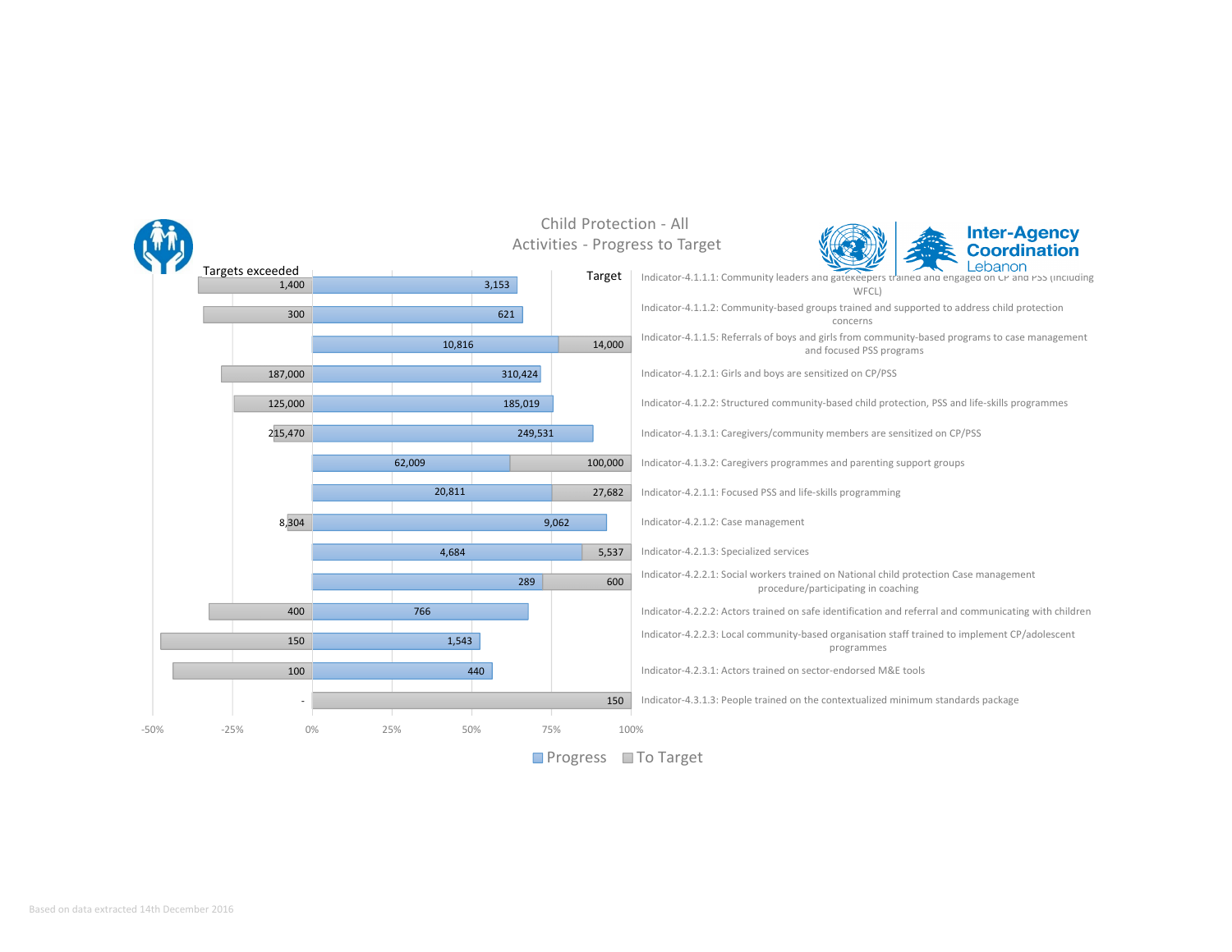Child Protection - All Activities - Progress to Target

Inter-Agency Coordination Lebanon

Targets exceeded

Target

1,400
3,153
Indicator-4.1.1.1: Community leaders and gatekeepers trained and engaged on CP and PSS (including WFCL)

300
621
Indicator-4.1.1.2: Community-based groups trained and supported to address child protection concerns

10,816
14,000
Indicator-4.1.1.5: Referrals of boys and girls from community-based programs to case management and focused PSS programs

187,000
310,424
Indicator-4.1.2.1: Girls and boys are sensitized on CP/PSS

125,000
185,019
Indicator-4.1.2.2: Structured community-based child protection, PSS and life-skills programmes

215,470
249,531
Indicator-4.1.3.1: Caregivers/community members are sensitized on CP/PSS

62,009
100,000
Indicator-4.1.3.2: Caregivers programmes and parenting support groups

20,811
27,682
Indicator-4.2.1.1: Focused PSS and life-skills programming

8,304
9,062
Indicator-4.2.1.2: Case management

4,684
5,537
Indicator-4.2.1.3: Specialized services

289
600
Indicator-4.2.2.1: Social workers trained on National child protection Case management procedure/participating in coaching

400
766
Indicator-4.2.2.2: Actors trained on safe identification and referral and communicating with children

150
1,543
Indicator-4.2.2.3: Local community-based organisation staff trained to implement CP/adolescent programmes

100
440
Indicator-4.2.3.1: Actors trained on sector-endorsed M&E tools

-
150
Indicator-4.3.1.3: People trained on the contextualized minimum standards package

-50% -25% 0% 25% 50% 75% 100%

Progress   To Target

Based on data extracted 14th December 2016